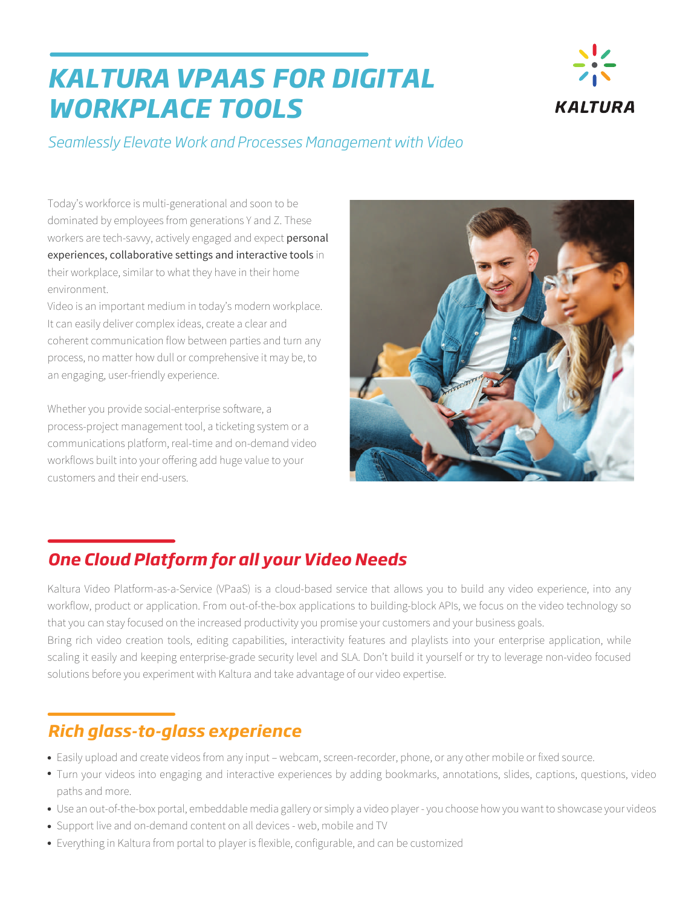# *KALTURA VPAAS FOR DIGITAL WORKPLACE TOOLS*

*Seamlessly Elevate Work and Processes Management with Video*

Today's workforce is multi-generational and soon to be dominated by employees from generations Y and Z. These workers are tech-savvy, actively engaged and expect **personal experiences, collaborative settings and interactive tools** in their workplace, similar to what they have in their home environment.
Video is an important medium in today's modern workplace. It can easily deliver complex ideas, create a clear and coherent communication flow between parties and turn any process, no matter how dull or comprehensive it may be, to an engaging, user-friendly experience.

Whether you provide social-enterprise software, a process-project management tool, a ticketing system or a communications platform, real-time and on-demand video workflows built into your offering add huge value to your customers and their end-users.

## *One Cloud Platform for all your Video Needs*

Kaltura Video Platform-as-a-Service (VPaaS) is a cloud-based service that allows you to build any video experience, into any workflow, product or application. From out-of-the-box applications to building-block APIs, we focus on the video technology so that you can stay focused on the increased productivity you promise your customers and your business goals.
Bring rich video creation tools, editing capabilities, interactivity features and playlists into your enterprise application, while scaling it easily and keeping enterprise-grade security level and SLA. Don't build it yourself or try to leverage non-video focused solutions before you experiment with Kaltura and take advantage of our video expertise.

## *Rich glass-to-glass experience*

- Easily upload and create videos from any input – webcam, screen-recorder, phone, or any other mobile or fixed source.
- Turn your videos into engaging and interactive experiences by adding bookmarks, annotations, slides, captions, questions, video paths and more.
- Use an out-of-the-box portal, embeddable media gallery or simply a video player - you choose how you want to showcase your videos
- Support live and on-demand content on all devices - web, mobile and TV
- Everything in Kaltura from portal to player is flexible, configurable, and can be customized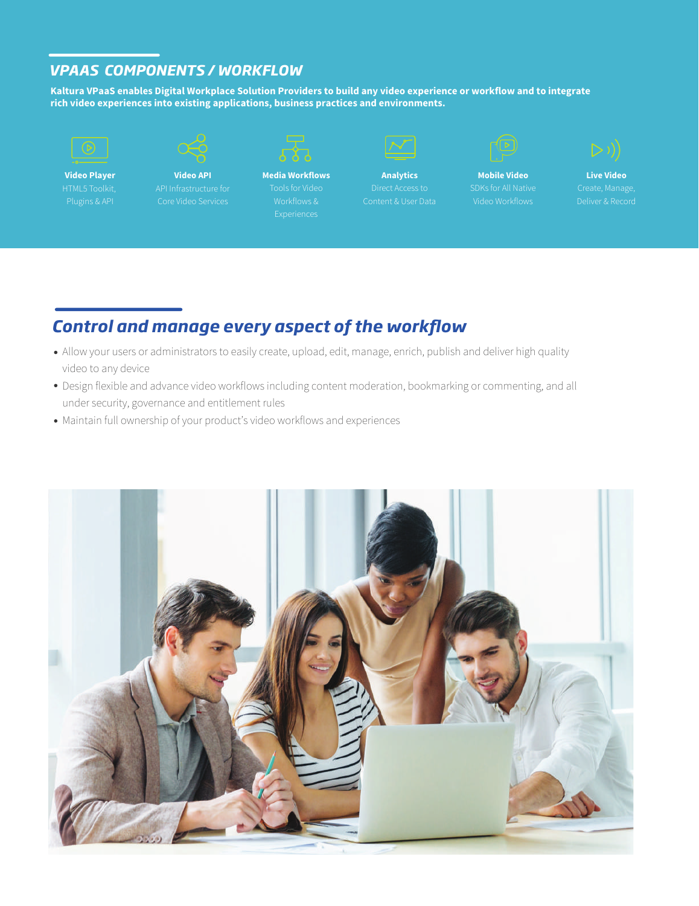## VPAAS COMPONENTS / WORKFLOW

**Kaltura VPaaS enables Digital Workplace Solution Providers to build any video experience or workflow and to integrate rich video experiences into existing applications, business practices and environments.**

**Video Player**
HTML5 Toolkit, Plugins & API

**Video API**
API Infrastructure for Core Video Services

**Media Workflows**
Tools for Video Workflows & Experiences

**Analytics**
Direct Access to Content & User Data

**Mobile Video**
SDKs for All Native Video Workflows

**Live Video**
Create, Manage, Deliver & Record

## *Control and manage every aspect of the workflow*

- Allow your users or administrators to easily create, upload, edit, manage, enrich, publish and deliver high quality video to any device
- Design flexible and advance video workflows including content moderation, bookmarking or commenting, and all under security, governance and entitlement rules
- Maintain full ownership of your product's video workflows and experiences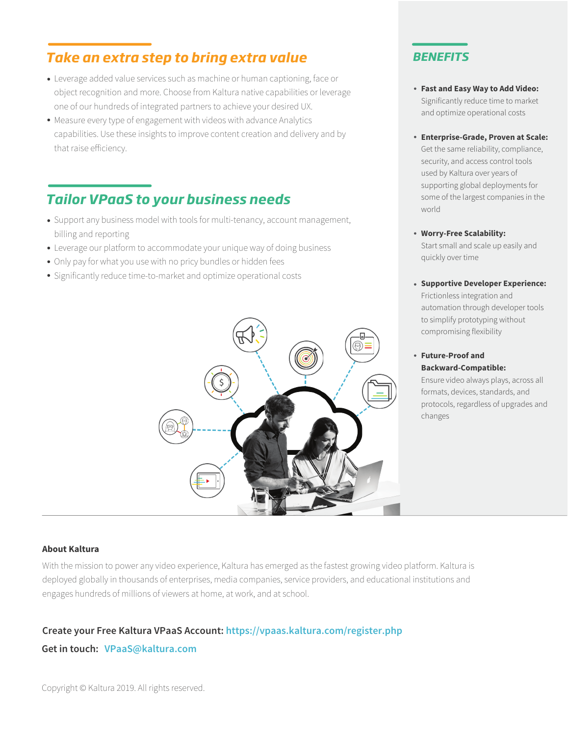## Take an extra step to bring extra value

- Leverage added value services such as machine or human captioning, face or object recognition and more. Choose from Kaltura native capabilities or leverage one of our hundreds of integrated partners to achieve your desired UX.
- Measure every type of engagement with videos with advance Analytics capabilities. Use these insights to improve content creation and delivery and by that raise efficiency.

## Tailor VPaaS to your business needs

- Support any business model with tools for multi-tenancy, account management, billing and reporting
- Leverage our platform to accommodate your unique way of doing business
- Only pay for what you use with no pricy bundles or hidden fees
- Significantly reduce time-to-market and optimize operational costs

## BENEFITS

- **Fast and Easy Way to Add Video:** Significantly reduce time to market and optimize operational costs
- **Enterprise-Grade, Proven at Scale:** Get the same reliability, compliance, security, and access control tools used by Kaltura over years of supporting global deployments for some of the largest companies in the world
- **Worry-Free Scalability:** Start small and scale up easily and quickly over time
- **Supportive Developer Experience:** Frictionless integration and automation through developer tools to simplify prototyping without compromising flexibility
- **Future-Proof and Backward-Compatible:** Ensure video always plays, across all formats, devices, standards, and protocols, regardless of upgrades and changes

**About Kaltura**

With the mission to power any video experience, Kaltura has emerged as the fastest growing video platform. Kaltura is deployed globally in thousands of enterprises, media companies, service providers, and educational institutions and engages hundreds of millions of viewers at home, at work, and at school.

**Create your Free Kaltura VPaaS Account:** https://vpaas.kaltura.com/register.php

**Get in touch:** VPaaS@kaltura.com

Copyright © Kaltura 2019. All rights reserved.